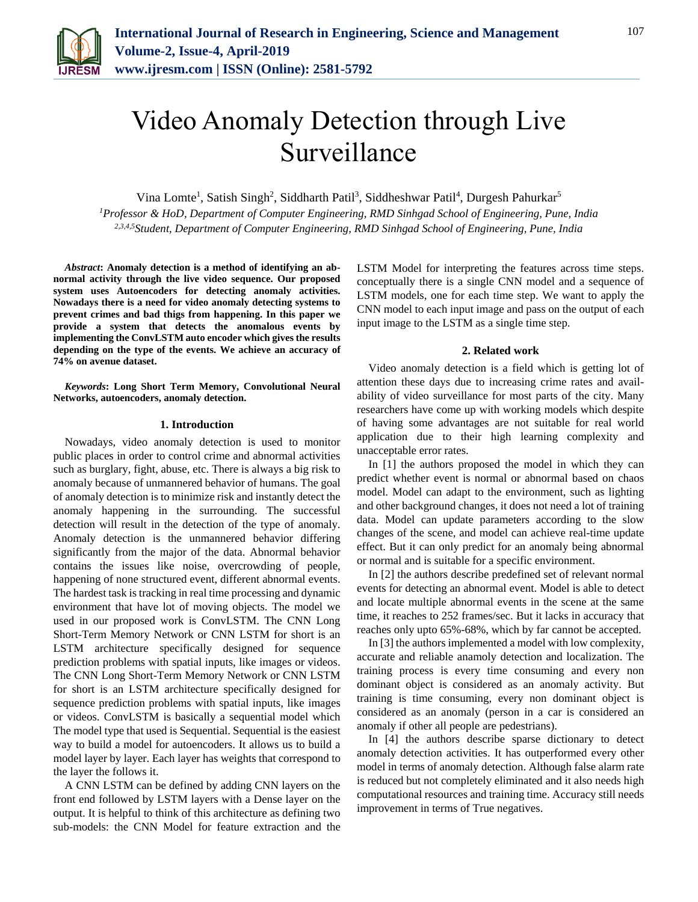# Video Anomaly Detection through Live Surveillance

Vina Lomte[1], Satish Singh[2], Siddharth Patil[3], Siddheshwar Patil[4], Durgesh Pahurkar[5]

[1]*Professor & HoD, Department of Computer Engineering, RMD Sinhgad School of Engineering, Pune, India*
[2,3,4,5]*Student, Department of Computer Engineering, RMD Sinhgad School of Engineering, Pune, India*

***Abstract*: Anomaly detection is a method of identifying an abnormal activity through the live video sequence. Our proposed system uses Autoencoders for detecting anomaly activities. Nowadays there is a need for video anomaly detecting systems to prevent crimes and bad thigs from happening. In this paper we provide a system that detects the anomalous events by implementing the ConvLSTM auto encoder which gives the results depending on the type of the events. We achieve an accuracy of 74% on avenue dataset.**

***Keywords*: Long Short Term Memory, Convolutional Neural Networks, autoencoders, anomaly detection.**

## 1. Introduction

Nowadays, video anomaly detection is used to monitor public places in order to control crime and abnormal activities such as burglary, fight, abuse, etc. There is always a big risk to anomaly because of unmannered behavior of humans. The goal of anomaly detection is to minimize risk and instantly detect the anomaly happening in the surrounding. The successful detection will result in the detection of the type of anomaly. Anomaly detection is the unmannered behavior differing significantly from the major of the data. Abnormal behavior contains the issues like noise, overcrowding of people, happening of none structured event, different abnormal events. The hardest task is tracking in real time processing and dynamic environment that have lot of moving objects. The model we used in our proposed work is ConvLSTM. The CNN Long Short-Term Memory Network or CNN LSTM for short is an LSTM architecture specifically designed for sequence prediction problems with spatial inputs, like images or videos. The CNN Long Short-Term Memory Network or CNN LSTM for short is an LSTM architecture specifically designed for sequence prediction problems with spatial inputs, like images or videos. ConvLSTM is basically a sequential model which The model type that used is Sequential. Sequential is the easiest way to build a model for autoencoders. It allows us to build a model layer by layer. Each layer has weights that correspond to the layer the follows it.

A CNN LSTM can be defined by adding CNN layers on the front end followed by LSTM layers with a Dense layer on the output. It is helpful to think of this architecture as defining two sub-models: the CNN Model for feature extraction and the LSTM Model for interpreting the features across time steps. conceptually there is a single CNN model and a sequence of LSTM models, one for each time step. We want to apply the CNN model to each input image and pass on the output of each input image to the LSTM as a single time step.

## 2. Related work

Video anomaly detection is a field which is getting lot of attention these days due to increasing crime rates and availability of video surveillance for most parts of the city. Many researchers have come up with working models which despite of having some advantages are not suitable for real world application due to their high learning complexity and unacceptable error rates.

In [1] the authors proposed the model in which they can predict whether event is normal or abnormal based on chaos model. Model can adapt to the environment, such as lighting and other background changes, it does not need a lot of training data. Model can update parameters according to the slow changes of the scene, and model can achieve real-time update effect. But it can only predict for an anomaly being abnormal or normal and is suitable for a specific environment.

In [2] the authors describe predefined set of relevant normal events for detecting an abnormal event. Model is able to detect and locate multiple abnormal events in the scene at the same time, it reaches to 252 frames/sec. But it lacks in accuracy that reaches only upto 65%-68%, which by far cannot be accepted.

In [3] the authors implemented a model with low complexity, accurate and reliable anamoly detection and localization. The training process is every time consuming and every non dominant object is considered as an anomaly activity. But training is time consuming, every non dominant object is considered as an anomaly (person in a car is considered an anomaly if other all people are pedestrians).

In [4] the authors describe sparse dictionary to detect anomaly detection activities. It has outperformed every other model in terms of anomaly detection. Although false alarm rate is reduced but not completely eliminated and it also needs high computational resources and training time. Accuracy still needs improvement in terms of True negatives.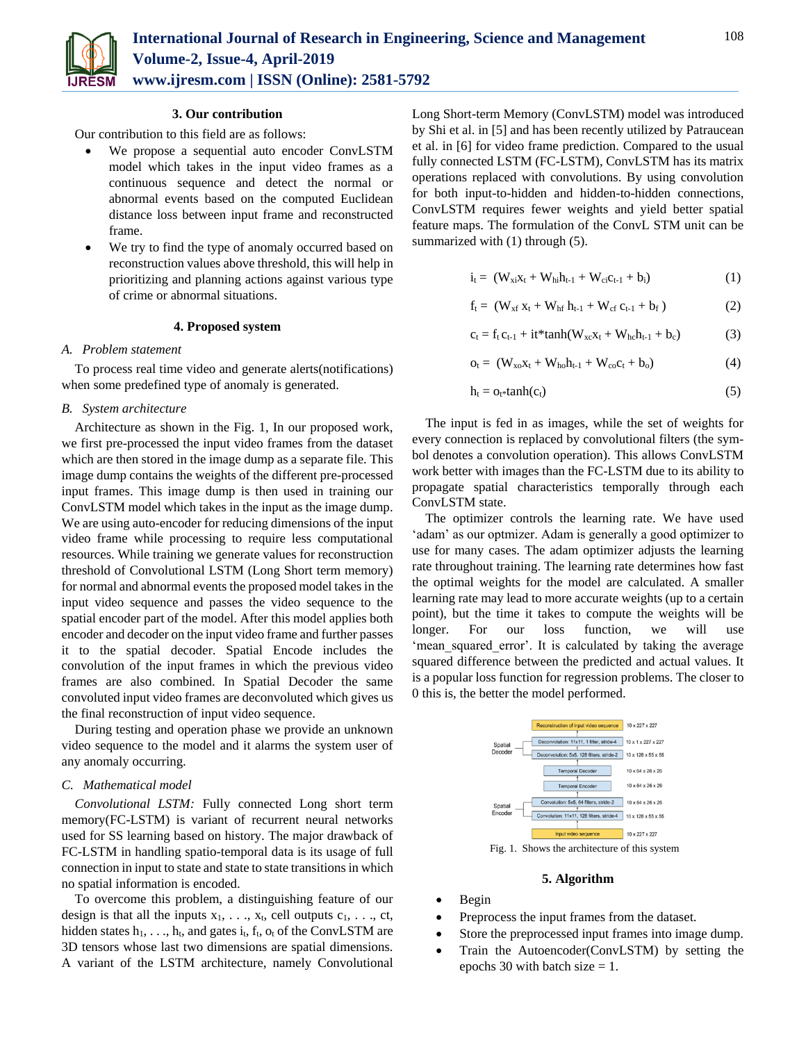## 3. Our contribution

Our contribution to this field are as follows:

- We propose a sequential auto encoder ConvLSTM model which takes in the input video frames as a continuous sequence and detect the normal or abnormal events based on the computed Euclidean distance loss between input frame and reconstructed frame.
- We try to find the type of anomaly occurred based on reconstruction values above threshold, this will help in prioritizing and planning actions against various type of crime or abnormal situations.

## 4. Proposed system

### A. Problem statement

To process real time video and generate alerts(notifications) when some predefined type of anomaly is generated.

### B. System architecture

Architecture as shown in the Fig. 1, In our proposed work, we first pre-processed the input video frames from the dataset which are then stored in the image dump as a separate file. This image dump contains the weights of the different pre-processed input frames. This image dump is then used in training our ConvLSTM model which takes in the input as the image dump. We are using auto-encoder for reducing dimensions of the input video frame while processing to require less computational resources. While training we generate values for reconstruction threshold of Convolutional LSTM (Long Short term memory) for normal and abnormal events the proposed model takes in the input video sequence and passes the video sequence to the spatial encoder part of the model. After this model applies both encoder and decoder on the input video frame and further passes it to the spatial decoder. Spatial Encode includes the convolution of the input frames in which the previous video frames are also combined. In Spatial Decoder the same convoluted input video frames are deconvoluted which gives us the final reconstruction of input video sequence.

During testing and operation phase we provide an unknown video sequence to the model and it alarms the system user of any anomaly occurring.

### C. Mathematical model

*Convolutional LSTM:* Fully connected Long short term memory(FC-LSTM) is variant of recurrent neural networks used for SS learning based on history. The major drawback of FC-LSTM in handling spatio-temporal data is its usage of full connection in input to state and state to state transitions in which no spatial information is encoded.

To overcome this problem, a distinguishing feature of our design is that all the inputs $x_1, \ldots, x_t$, cell outputs $c_1, \ldots, c_t$, hidden states $h_1, \ldots, h_t$, and gates $i_t$, $f_t$, $o_t$ of the ConvLSTM are 3D tensors whose last two dimensions are spatial dimensions. A variant of the LSTM architecture, namely Convolutional Long Short-term Memory (ConvLSTM) model was introduced by Shi et al. in [5] and has been recently utilized by Patraucean et al. in [6] for video frame prediction. Compared to the usual fully connected LSTM (FC-LSTM), ConvLSTM has its matrix operations replaced with convolutions. By using convolution for both input-to-hidden and hidden-to-hidden connections, ConvLSTM requires fewer weights and yield better spatial feature maps. The formulation of the ConvL STM unit can be summarized with (1) through (5).

$$i_t = (W_{xi}x_t + W_{hi}h_{t-1} + W_{ci}c_{t-1} + b_i) \quad (1)$$

$$f_t = (W_{xf}\, x_t + W_{hf}\, h_{t-1} + W_{cf}\, c_{t-1} + b_f\,) \quad (2)$$

$$c_t = f_t\, c_{t-1} + it{*}\tanh(W_{xc}x_t + W_{hc}h_{t-1} + b_c) \quad (3)$$

$$o_t = (W_{xo}x_t + W_{ho}h_{t-1} + W_{co}c_t + b_o) \quad (4)$$

$$h_t = o_t{*}\tanh(c_t) \quad (5)$$

The input is fed in as images, while the set of weights for every connection is replaced by convolutional filters (the symbol denotes a convolution operation). This allows ConvLSTM work better with images than the FC-LSTM due to its ability to propagate spatial characteristics temporally through each ConvLSTM state.

The optimizer controls the learning rate. We have used 'adam' as our optmizer. Adam is generally a good optimizer to use for many cases. The adam optimizer adjusts the learning rate throughout training. The learning rate determines how fast the optimal weights for the model are calculated. A smaller learning rate may lead to more accurate weights (up to a certain point), but the time it takes to compute the weights will be longer. For our loss function, we will use 'mean_squared_error'. It is calculated by taking the average squared difference between the predicted and actual values. It is a popular loss function for regression problems. The closer to 0 this is, the better the model performed.

| | Layer | Output size |
|---|---|---|
| | Reconstruction of input video sequence | 10 x 227 x 227 |
| Spatial Decoder | Deconvolution: 11x11, 1 filter, stride-4 | 10 x 1 x 227 x 227 |
| | Deconvolution: 5x5, 128 filters, stride-2 | 10 x 128 x 55 x 55 |
| | Temporal Decoder | 10 x 64 x 26 x 26 |
| | Temporal Encoder | 10 x 64 x 26 x 26 |
| Spatial Encoder | Convolution: 5x5, 64 filters, stride-2 | 10 x 64 x 26 x 26 |
| | Convolution: 11x11, 128 filters, stride-4 | 10 x 128 x 55 x 55 |
| | Input video sequence | 10 x 227 x 227 |

Fig. 1. Shows the architecture of this system

## 5. Algorithm

- Begin
- Preprocess the input frames from the dataset.
- Store the preprocessed input frames into image dump.
- Train the Autoencoder(ConvLSTM) by setting the epochs 30 with batch size = 1.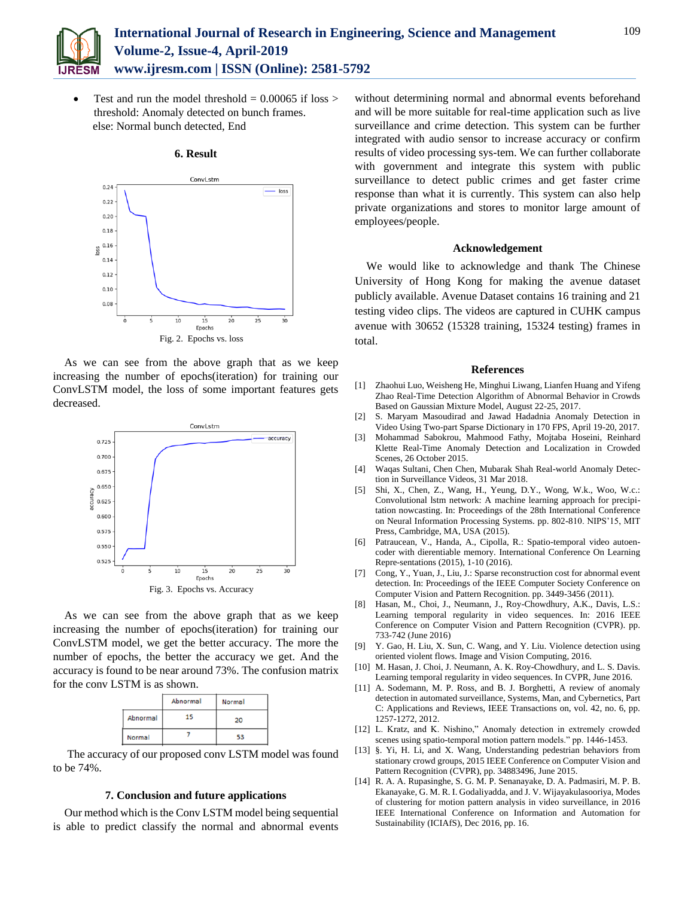- Test and run the model threshold = 0.00065 if loss > threshold: Anomaly detected on bunch frames.
  else: Normal bunch detected, End

### 6. Result

Fig. 2. Epochs vs. loss

As we can see from the above graph that as we keep increasing the number of epochs(iteration) for training our ConvLSTM model, the loss of some important features gets decreased.

Fig. 3. Epochs vs. Accuracy

As we can see from the above graph that as we keep increasing the number of epochs(iteration) for training our ConvLSTM model, we get the better accuracy. The more the number of epochs, the better the accuracy we get. And the accuracy is found to be near around 73%. The confusion matrix for the conv LSTM is as shown.

| | Abnormal | Normal |
|---|---|---|
| Abnormal | 15 | 20 |
| Normal | 7 | 53 |

The accuracy of our proposed conv LSTM model was found to be 74%.

### 7. Conclusion and future applications

Our method which is the Conv LSTM model being sequential is able to predict classify the normal and abnormal events without determining normal and abnormal events beforehand and will be more suitable for real-time application such as live surveillance and crime detection. This system can be further integrated with audio sensor to increase accuracy or confirm results of video processing sys-tem. We can further collaborate with government and integrate this system with public surveillance to detect public crimes and get faster crime response than what it is currently. This system can also help private organizations and stores to monitor large amount of employees/people.

### Acknowledgement

We would like to acknowledge and thank The Chinese University of Hong Kong for making the avenue dataset publicly available. Avenue Dataset contains 16 training and 21 testing video clips. The videos are captured in CUHK campus avenue with 30652 (15328 training, 15324 testing) frames in total.

### References

[1] Zhaohui Luo, Weisheng He, Minghui Liwang, Lianfen Huang and Yifeng Zhao Real-Time Detection Algorithm of Abnormal Behavior in Crowds Based on Gaussian Mixture Model, August 22-25, 2017.

[2] S. Maryam Masoudirad and Jawad Hadadnia Anomaly Detection in Video Using Two-part Sparse Dictionary in 170 FPS, April 19-20, 2017.

[3] Mohammad Sabokrou, Mahmood Fathy, Mojtaba Hoseini, Reinhard Klette Real-Time Anomaly Detection and Localization in Crowded Scenes, 26 October 2015.

[4] Waqas Sultani, Chen Chen, Mubarak Shah Real-world Anomaly Detec-tion in Surveillance Videos, 31 Mar 2018.

[5] Shi, X., Chen, Z., Wang, H., Yeung, D.Y., Wong, W.k., Woo, W.c.: Convolutional lstm network: A machine learning approach for precipi-tation nowcasting. In: Proceedings of the 28th International Conference on Neural Information Processing Systems. pp. 802-810. NIPS'15, MIT Press, Cambridge, MA, USA (2015).

[6] Patraucean, V., Handa, A., Cipolla, R.: Spatio-temporal video autoen-coder with dierentiable memory. International Conference On Learning Repre-sentations (2015), 1-10 (2016).

[7] Cong, Y., Yuan, J., Liu, J.: Sparse reconstruction cost for abnormal event detection. In: Proceedings of the IEEE Computer Society Conference on Computer Vision and Pattern Recognition. pp. 3449-3456 (2011).

[8] Hasan, M., Choi, J., Neumann, J., Roy-Chowdhury, A.K., Davis, L.S.: Learning temporal regularity in video sequences. In: 2016 IEEE Conference on Computer Vision and Pattern Recognition (CVPR). pp. 733-742 (June 2016)

[9] Y. Gao, H. Liu, X. Sun, C. Wang, and Y. Liu. Violence detection using oriented violent flows. Image and Vision Computing, 2016.

[10] M. Hasan, J. Choi, J. Neumann, A. K. Roy-Chowdhury, and L. S. Davis. Learning temporal regularity in video sequences. In CVPR, June 2016.

[11] A. Sodemann, M. P. Ross, and B. J. Borghetti, A review of anomaly detection in automated surveillance, Systems, Man, and Cybernetics, Part C: Applications and Reviews, IEEE Transactions on, vol. 42, no. 6, pp. 1257-1272, 2012.

[12] L. Kratz, and K. Nishino," Anomaly detection in extremely crowded scenes using spatio-temporal motion pattern models." pp. 1446-1453.

[13] §. Yi, H. Li, and X. Wang, Understanding pedestrian behaviors from stationary crowd groups, 2015 IEEE Conference on Computer Vision and Pattern Recognition (CVPR), pp. 34883496, June 2015.

[14] R. A. A. Rupasinghe, S. G. M. P. Senanayake, D. A. Padmasiri, M. P. B. Ekanayake, G. M. R. I. Godaliyadda, and J. V. Wijayakulasooriya, Modes of clustering for motion pattern analysis in video surveillance, in 2016 IEEE International Conference on Information and Automation for Sustainability (ICIAfS), Dec 2016, pp. 16.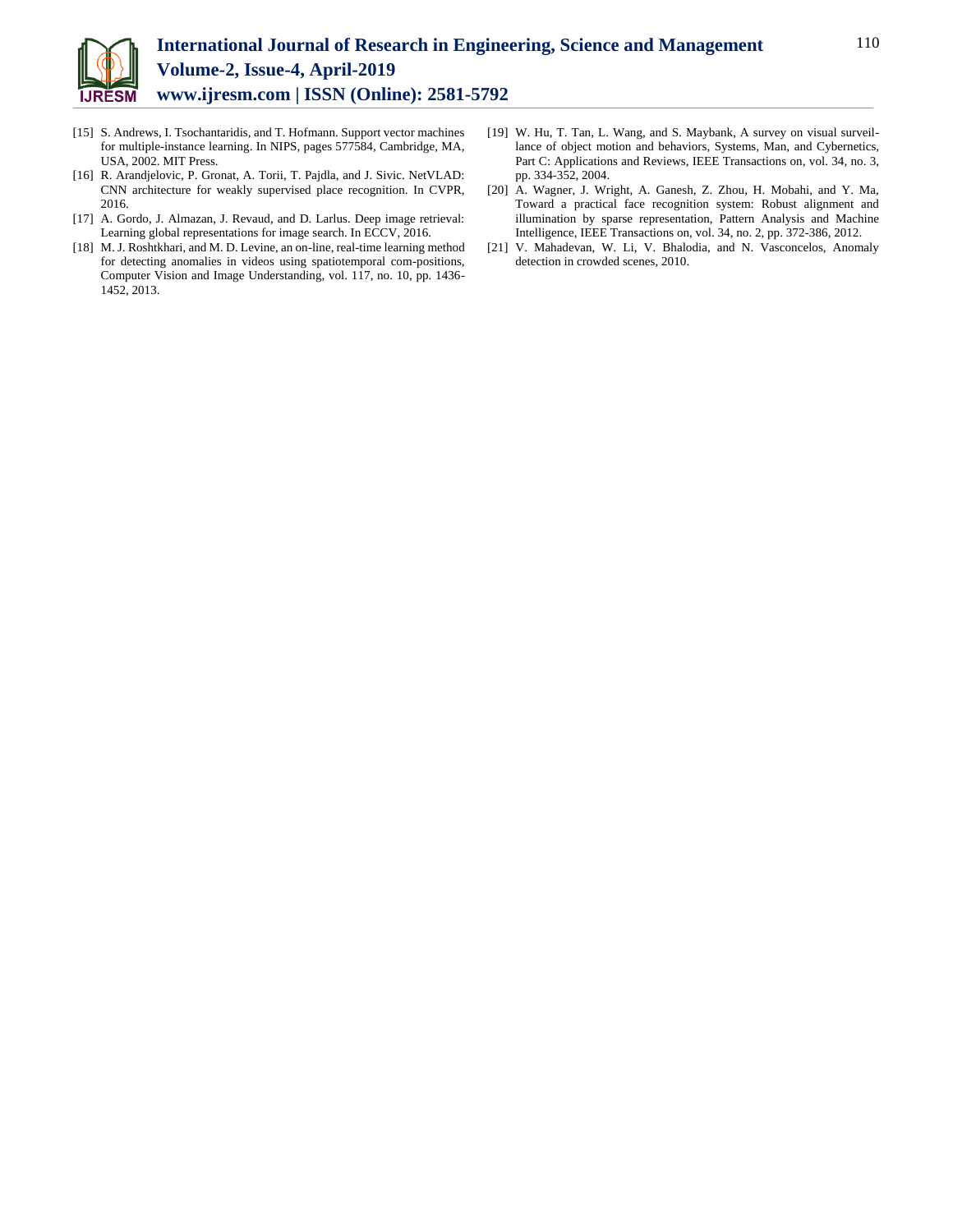[15] S. Andrews, I. Tsochantaridis, and T. Hofmann. Support vector machines for multiple-instance learning. In NIPS, pages 577584, Cambridge, MA, USA, 2002. MIT Press.

[16] R. Arandjelovic, P. Gronat, A. Torii, T. Pajdla, and J. Sivic. NetVLAD: CNN architecture for weakly supervised place recognition. In CVPR, 2016.

[17] A. Gordo, J. Almazan, J. Revaud, and D. Larlus. Deep image retrieval: Learning global representations for image search. In ECCV, 2016.

[18] M. J. Roshtkhari, and M. D. Levine, an on-line, real-time learning method for detecting anomalies in videos using spatiotemporal com-positions, Computer Vision and Image Understanding, vol. 117, no. 10, pp. 1436-1452, 2013.

[19] W. Hu, T. Tan, L. Wang, and S. Maybank, A survey on visual surveil-lance of object motion and behaviors, Systems, Man, and Cybernetics, Part C: Applications and Reviews, IEEE Transactions on, vol. 34, no. 3, pp. 334-352, 2004.

[20] A. Wagner, J. Wright, A. Ganesh, Z. Zhou, H. Mobahi, and Y. Ma, Toward a practical face recognition system: Robust alignment and illumination by sparse representation, Pattern Analysis and Machine Intelligence, IEEE Transactions on, vol. 34, no. 2, pp. 372-386, 2012.

[21] V. Mahadevan, W. Li, V. Bhalodia, and N. Vasconcelos, Anomaly detection in crowded scenes, 2010.